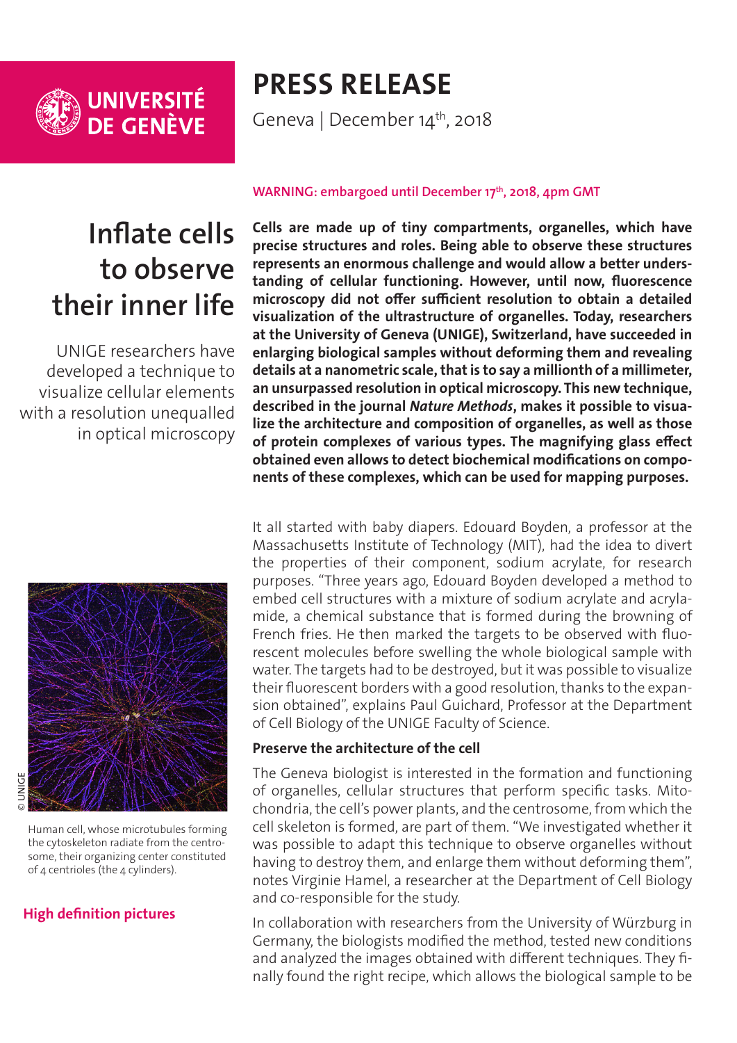UNIVERSITÉ DE GENÈVE

# PRESS RELEASE

Geneva | December 14th, 2018

**WARNING: embargoed until December 17th, 2018, 4pm GMT**

# Inflate cells to observe their inner life

UNIGE researchers have developed a technique to visualize cellular elements with a resolution unequalled in optical microscopy

**Cells are made up of tiny compartments, organelles, which have precise structures and roles. Being able to observe these structures represents an enormous challenge and would allow a better understanding of cellular functioning. However, until now, fluorescence microscopy did not offer sufficient resolution to obtain a detailed visualization of the ultrastructure of organelles. Today, researchers at the University of Geneva (UNIGE), Switzerland, have succeeded in enlarging biological samples without deforming them and revealing details at a nanometric scale, that is to say a millionth of a millimeter, an unsurpassed resolution in optical microscopy. This new technique, described in the journal *Nature Methods*, makes it possible to visualize the architecture and composition of organelles, as well as those of protein complexes of various types. The magnifying glass effect obtained even allows to detect biochemical modifications on components of these complexes, which can be used for mapping purposes.**

© UNIGE

Human cell, whose microtubules forming the cytoskeleton radiate from the centrosome, their organizing center constituted of 4 centrioles (the 4 cylinders).

**High definition pictures**

It all started with baby diapers. Edouard Boyden, a professor at the Massachusetts Institute of Technology (MIT), had the idea to divert the properties of their component, sodium acrylate, for research purposes. "Three years ago, Edouard Boyden developed a method to embed cell structures with a mixture of sodium acrylate and acrylamide, a chemical substance that is formed during the browning of French fries. He then marked the targets to be observed with fluorescent molecules before swelling the whole biological sample with water. The targets had to be destroyed, but it was possible to visualize their fluorescent borders with a good resolution, thanks to the expansion obtained", explains Paul Guichard, Professor at the Department of Cell Biology of the UNIGE Faculty of Science.

### Preserve the architecture of the cell

The Geneva biologist is interested in the formation and functioning of organelles, cellular structures that perform specific tasks. Mitochondria, the cell's power plants, and the centrosome, from which the cell skeleton is formed, are part of them. "We investigated whether it was possible to adapt this technique to observe organelles without having to destroy them, and enlarge them without deforming them", notes Virginie Hamel, a researcher at the Department of Cell Biology and co-responsible for the study.

In collaboration with researchers from the University of Würzburg in Germany, the biologists modified the method, tested new conditions and analyzed the images obtained with different techniques. They finally found the right recipe, which allows the biological sample to be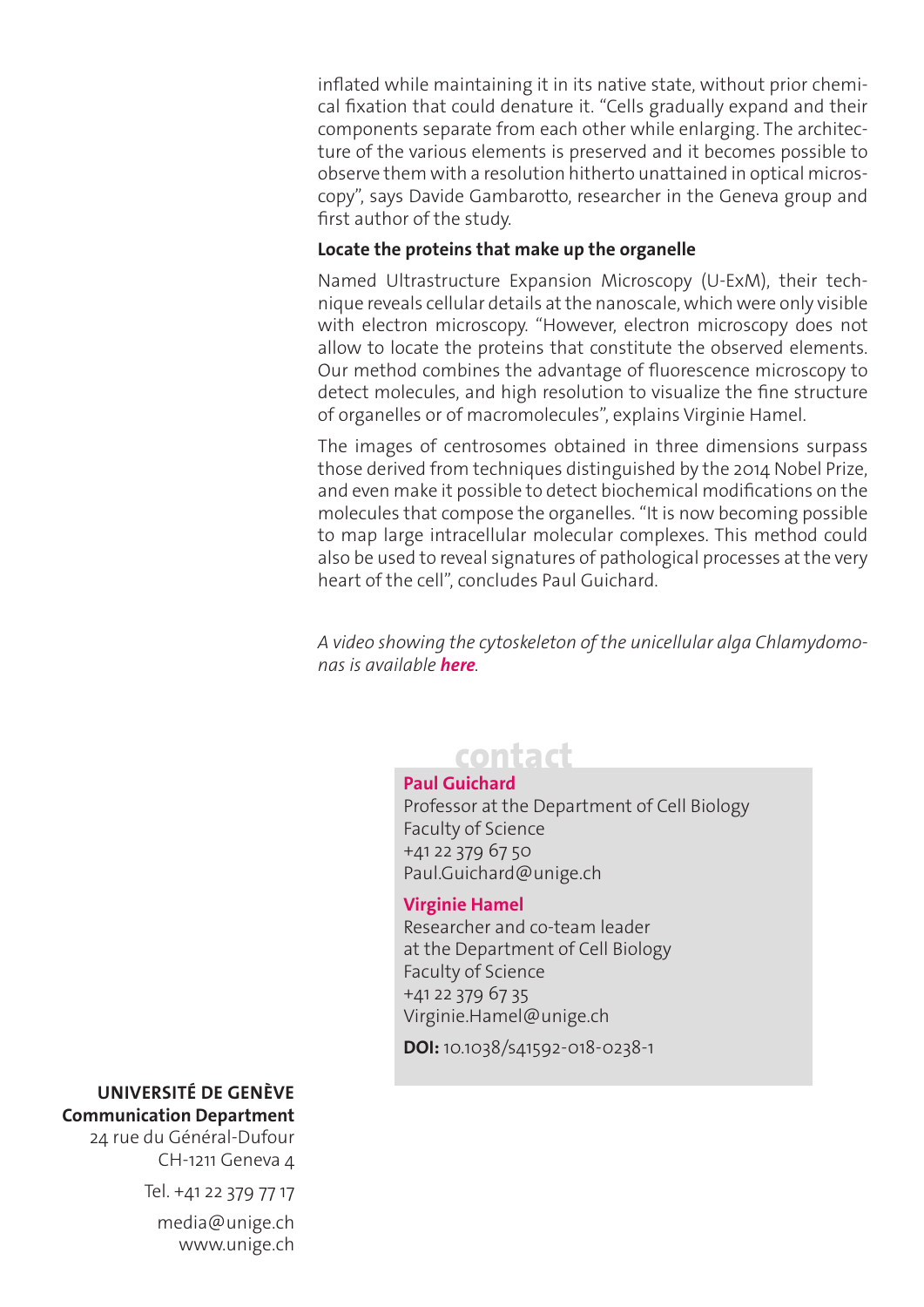inflated while maintaining it in its native state, without prior chemical fixation that could denature it. "Cells gradually expand and their components separate from each other while enlarging. The architecture of the various elements is preserved and it becomes possible to observe them with a resolution hitherto unattained in optical microscopy", says Davide Gambarotto, researcher in the Geneva group and first author of the study.

**Locate the proteins that make up the organelle**

Named Ultrastructure Expansion Microscopy (U-ExM), their technique reveals cellular details at the nanoscale, which were only visible with electron microscopy. "However, electron microscopy does not allow to locate the proteins that constitute the observed elements. Our method combines the advantage of fluorescence microscopy to detect molecules, and high resolution to visualize the fine structure of organelles or of macromolecules", explains Virginie Hamel.

The images of centrosomes obtained in three dimensions surpass those derived from techniques distinguished by the 2014 Nobel Prize, and even make it possible to detect biochemical modifications on the molecules that compose the organelles. "It is now becoming possible to map large intracellular molecular complexes. This method could also be used to reveal signatures of pathological processes at the very heart of the cell", concludes Paul Guichard.

*A video showing the cytoskeleton of the unicellular alga Chlamydomonas is available* ***here***.

## contact

**Paul Guichard**
Professor at the Department of Cell Biology
Faculty of Science
+41 22 379 67 50
Paul.Guichard@unige.ch

**Virginie Hamel**
Researcher and co-team leader
at the Department of Cell Biology
Faculty of Science
+41 22 379 67 35
Virginie.Hamel@unige.ch

**DOI:** 10.1038/s41592-018-0238-1

**UNIVERSITÉ DE GENÈVE**
**Communication Department**
24 rue du Général-Dufour
CH-1211 Geneva 4

Tel. +41 22 379 77 17

media@unige.ch
www.unige.ch